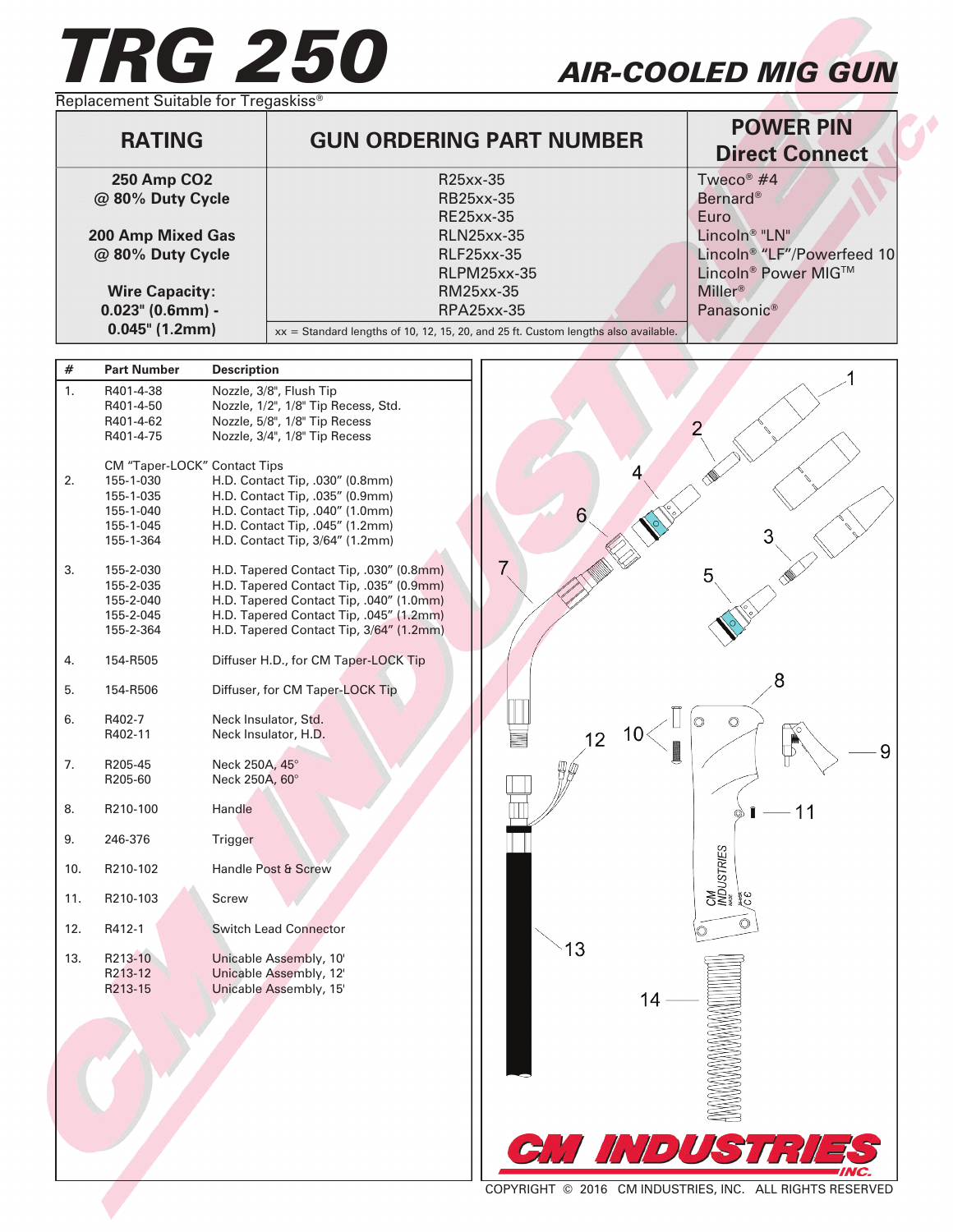# TRG 250

## AIR-COOLED MIG GUN

Replacement Suitable for Tregaskiss®

| RATING | GUN ORDERING PART NUMBER | POWER PIN Direct Connect |
|---|---|---|
| **250 Amp $CO_2$ @ 80% Duty Cycle** | R25xx-35 | Tweco® #4 |
| | RB25xx-35 | Bernard® |
| | RE25xx-35 | Euro |
| **200 Amp Mixed Gas @ 80% Duty Cycle** | RLN25xx-35 | Lincoln® "LN" |
| | RLF25xx-35 | Lincoln® "LF"/Powerfeed 10 |
| | RLPM25xx-35 | Lincoln® Power MIG™ |
| **Wire Capacity: 0.023" (0.6mm) - 0.045" (1.2mm)** | RM25xx-35 | Miller® |
| | RPA25xx-35 | Panasonic® |
| | xx = Standard lengths of 10, 12, 15, 20, and 25 ft. Custom lengths also available. | |

| # | Part Number | Description |
|---|---|---|
| 1. | R401-4-38 | Nozzle, 3/8", Flush Tip |
| | R401-4-50 | Nozzle, 1/2", 1/8" Tip Recess, Std. |
| | R401-4-62 | Nozzle, 5/8", 1/8" Tip Recess |
| | R401-4-75 | Nozzle, 3/4", 1/8" Tip Recess |
| | CM "Taper-LOCK" Contact Tips | |
| 2. | 155-1-030 | H.D. Contact Tip, .030" (0.8mm) |
| | 155-1-035 | H.D. Contact Tip, .035" (0.9mm) |
| | 155-1-040 | H.D. Contact Tip, .040" (1.0mm) |
| | 155-1-045 | H.D. Contact Tip, .045" (1.2mm) |
| | 155-1-364 | H.D. Contact Tip, 3/64" (1.2mm) |
| 3. | 155-2-030 | H.D. Tapered Contact Tip, .030" (0.8mm) |
| | 155-2-035 | H.D. Tapered Contact Tip, .035" (0.9mm) |
| | 155-2-040 | H.D. Tapered Contact Tip, .040" (1.0mm) |
| | 155-2-045 | H.D. Tapered Contact Tip, .045" (1.2mm) |
| | 155-2-364 | H.D. Tapered Contact Tip, 3/64" (1.2mm) |
| 4. | 154-R505 | Diffuser H.D., for CM Taper-LOCK Tip |
| 5. | 154-R506 | Diffuser, for CM Taper-LOCK Tip |
| 6. | R402-7 | Neck Insulator, Std. |
| | R402-11 | Neck Insulator, H.D. |
| 7. | R205-45 | Neck 250A, 45° |
| | R205-60 | Neck 250A, 60° |
| 8. | R210-100 | Handle |
| 9. | 246-376 | Trigger |
| 10. | R210-102 | Handle Post & Screw |
| 11. | R210-103 | Screw |
| 12. | R412-1 | Switch Lead Connector |
| 13. | R213-10 | Unicable Assembly, 10' |
| | R213-12 | Unicable Assembly, 12' |
| | R213-15 | Unicable Assembly, 15' |

CM INDUSTRIES INC.

COPYRIGHT © 2016 CM INDUSTRIES, INC. ALL RIGHTS RESERVED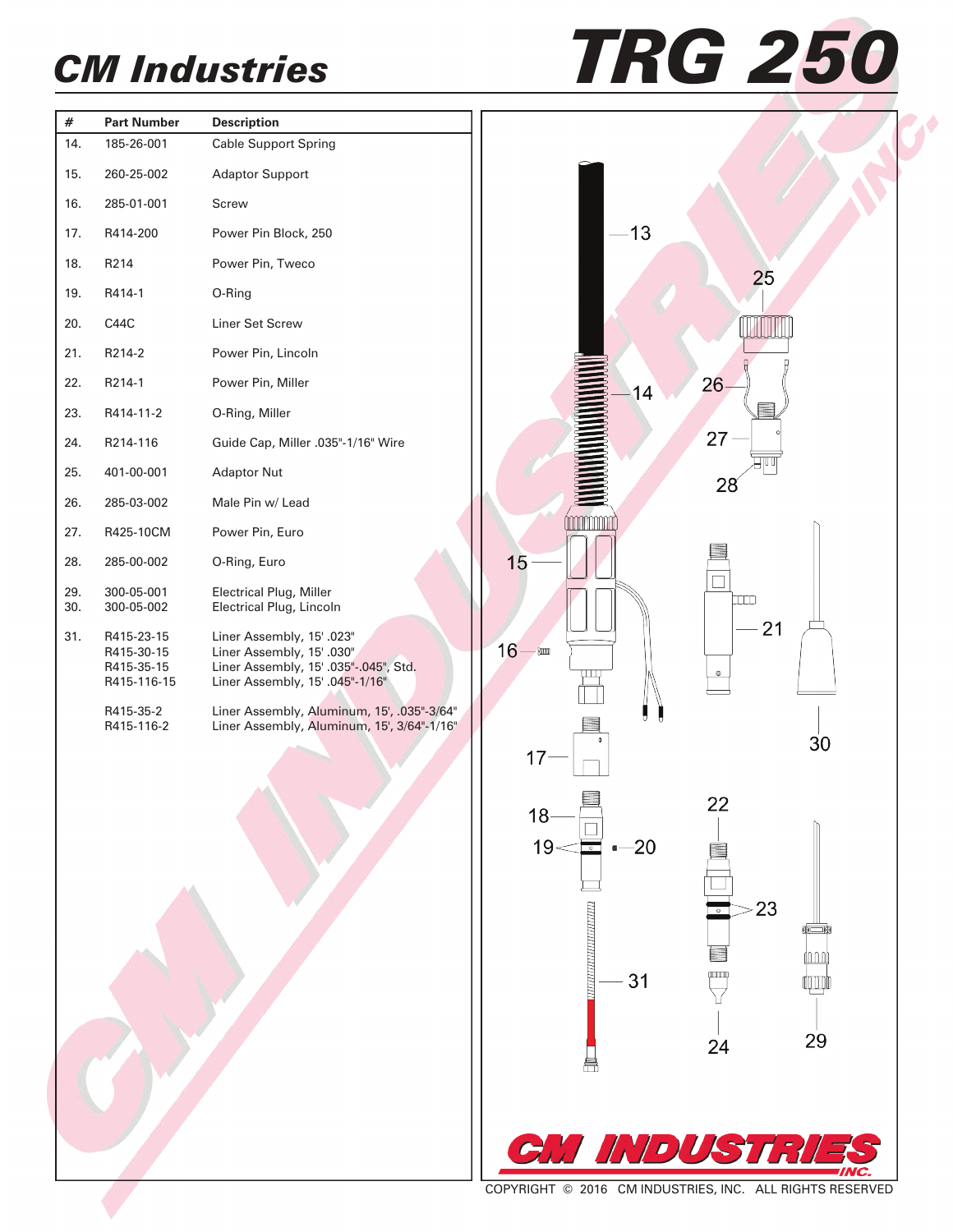# CM Industries

# TRG 250

| # | Part Number | Description |
|---|---|---|
| 14. | 185-26-001 | Cable Support Spring |
| 15. | 260-25-002 | Adaptor Support |
| 16. | 285-01-001 | Screw |
| 17. | R414-200 | Power Pin Block, 250 |
| 18. | R214 | Power Pin, Tweco |
| 19. | R414-1 | O-Ring |
| 20. | C44C | Liner Set Screw |
| 21. | R214-2 | Power Pin, Lincoln |
| 22. | R214-1 | Power Pin, Miller |
| 23. | R414-11-2 | O-Ring, Miller |
| 24. | R214-116 | Guide Cap, Miller .035"-1/16" Wire |
| 25. | 401-00-001 | Adaptor Nut |
| 26. | 285-03-002 | Male Pin w/ Lead |
| 27. | R425-10CM | Power Pin, Euro |
| 28. | 285-00-002 | O-Ring, Euro |
| 29. | 300-05-001 | Electrical Plug, Miller |
| 30. | 300-05-002 | Electrical Plug, Lincoln |
| 31. | R415-23-15 | Liner Assembly, 15' .023" |
| | R415-30-15 | Liner Assembly, 15' .030" |
| | R415-35-15 | Liner Assembly, 15' .035"-.045", Std. |
| | R415-116-15 | Liner Assembly, 15' .045"-1/16" |
| | R415-35-2 | Liner Assembly, Aluminum, 15', .035"-3/64" |
| | R415-116-2 | Liner Assembly, Aluminum, 15', 3/64"-1/16" |

13
25
14
26
27
28
15
21
16
30
17
22
18
19
20
23
31
24
29

CM INDUSTRIES INC.

COPYRIGHT © 2016 CM INDUSTRIES, INC. ALL RIGHTS RESERVED